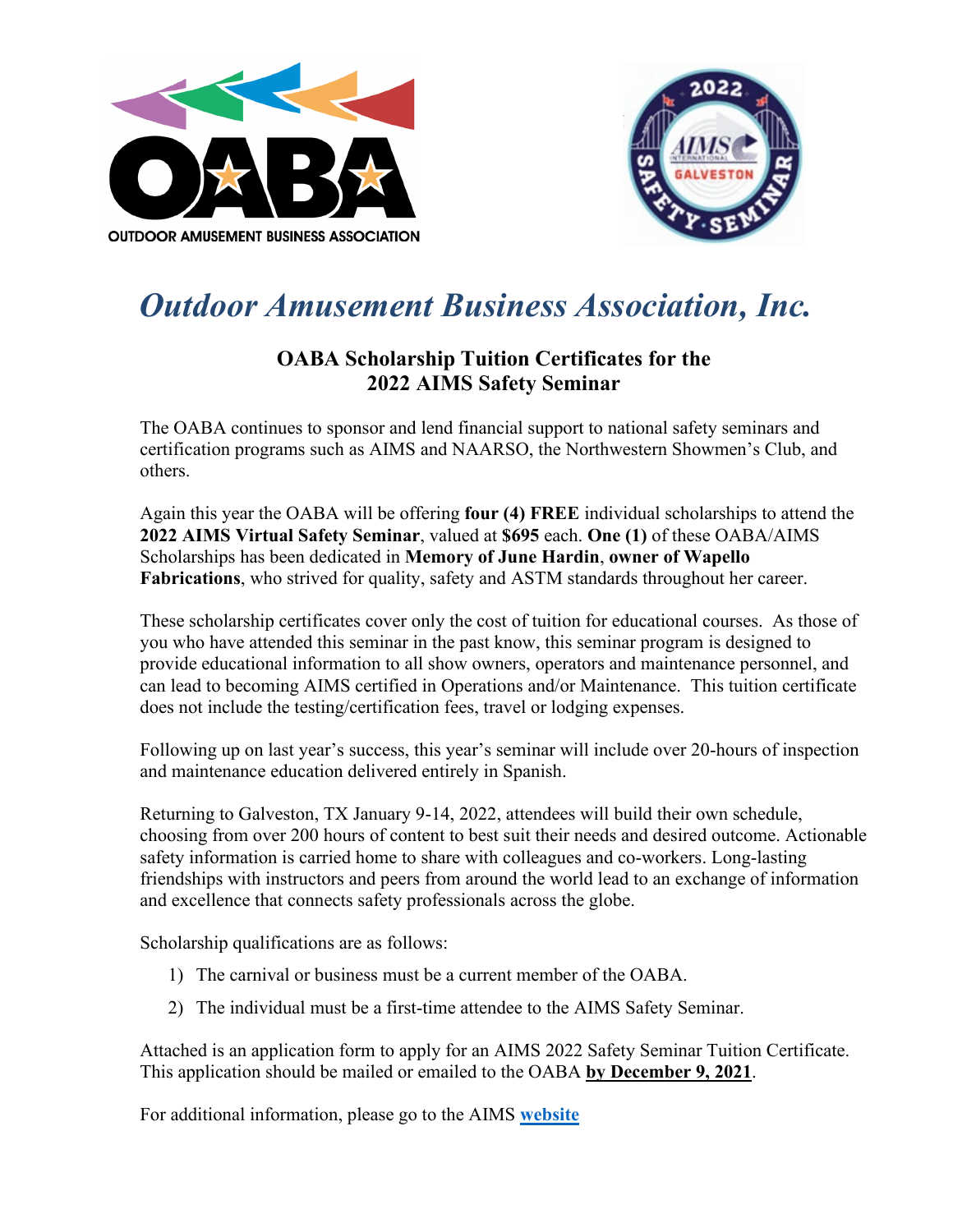# *Outdoor Amusement Business Association, Inc.*

## OABA Scholarship Tuition Certificates for the 2022 AIMS Safety Seminar

The OABA continues to sponsor and lend financial support to national safety seminars and certification programs such as AIMS and NAARSO, the Northwestern Showmen's Club, and others.

Again this year the OABA will be offering **four (4) FREE** individual scholarships to attend the **2022 AIMS Virtual Safety Seminar**, valued at **$695** each. **One (1)** of these OABA/AIMS Scholarships has been dedicated in **Memory of June Hardin**, **owner of Wapello Fabrications**, who strived for quality, safety and ASTM standards throughout her career.

These scholarship certificates cover only the cost of tuition for educational courses. As those of you who have attended this seminar in the past know, this seminar program is designed to provide educational information to all show owners, operators and maintenance personnel, and can lead to becoming AIMS certified in Operations and/or Maintenance. This tuition certificate does not include the testing/certification fees, travel or lodging expenses.

Following up on last year's success, this year's seminar will include over 20-hours of inspection and maintenance education delivered entirely in Spanish.

Returning to Galveston, TX January 9-14, 2022, attendees will build their own schedule, choosing from over 200 hours of content to best suit their needs and desired outcome. Actionable safety information is carried home to share with colleagues and co-workers. Long-lasting friendships with instructors and peers from around the world lead to an exchange of information and excellence that connects safety professionals across the globe.

Scholarship qualifications are as follows:

1) The carnival or business must be a current member of the OABA.
2) The individual must be a first-time attendee to the AIMS Safety Seminar.

Attached is an application form to apply for an AIMS 2022 Safety Seminar Tuition Certificate. This application should be mailed or emailed to the OABA **by December 9, 2021**.

For additional information, please go to the AIMS **website**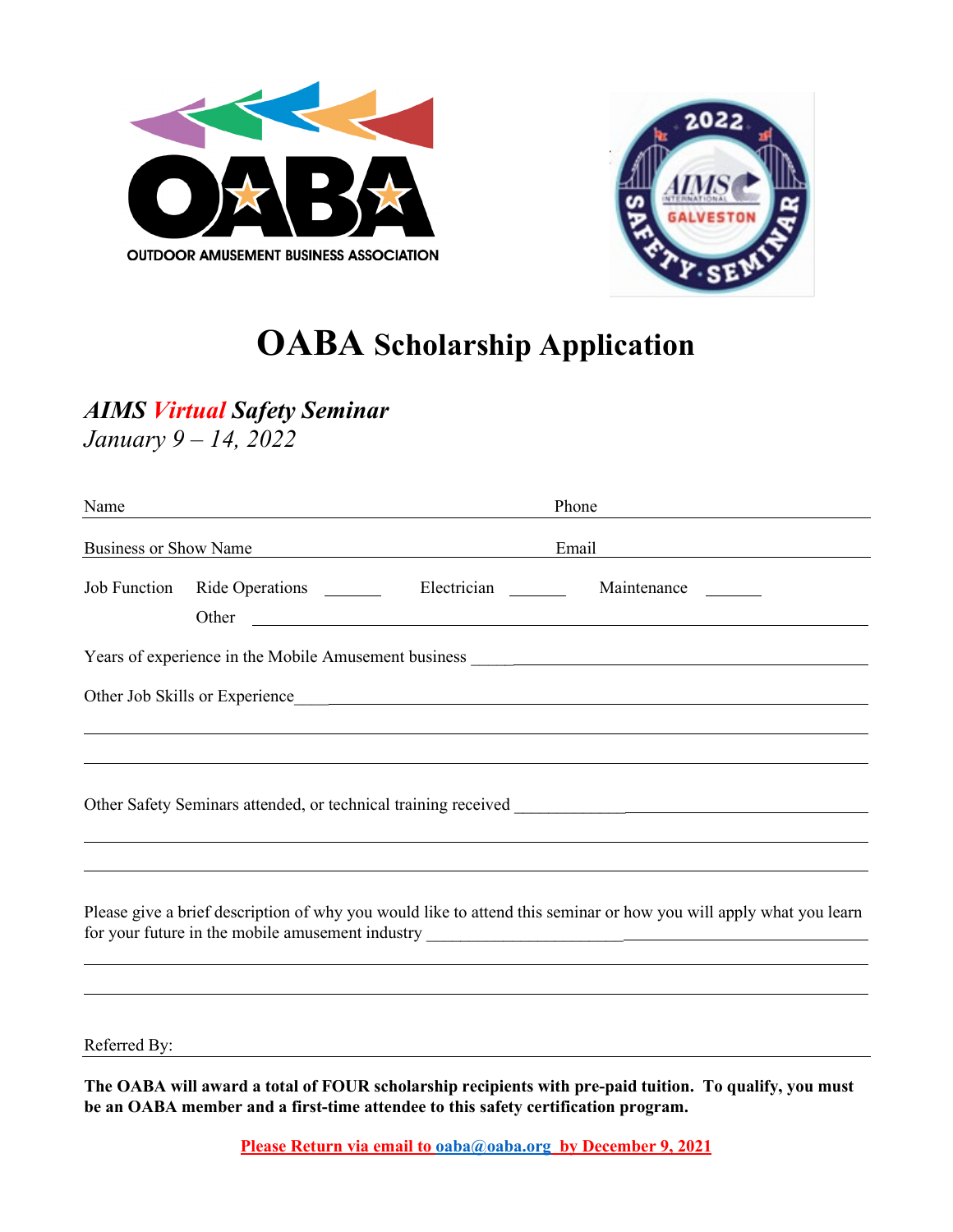OUTDOOR AMUSEMENT BUSINESS ASSOCIATION

2022 AIMS INTERNATIONAL GALVESTON SAFETY SEMINAR

# OABA Scholarship Application

***AIMS Virtual Safety Seminar***
*January 9 – 14, 2022*

Name ______________________________ Phone ______________________________

Business or Show Name ______________________________ Email ______________________________

Job Function   Ride Operations ______   Electrician ______   Maintenance ______
Other ____________________________________________

Years of experience in the Mobile Amusement business ______________________________

Other Job Skills or Experience ______________________________

______________________________

______________________________

Other Safety Seminars attended, or technical training received ______________________________

______________________________

______________________________

Please give a brief description of why you would like to attend this seminar or how you will apply what you learn for your future in the mobile amusement industry ______________________________

______________________________

______________________________

Referred By: ______________________________

**The OABA will award a total of FOUR scholarship recipients with pre-paid tuition. To qualify, you must be an OABA member and a first-time attendee to this safety certification program.**

**Please Return via email to oaba@oaba.org by December 9, 2021**